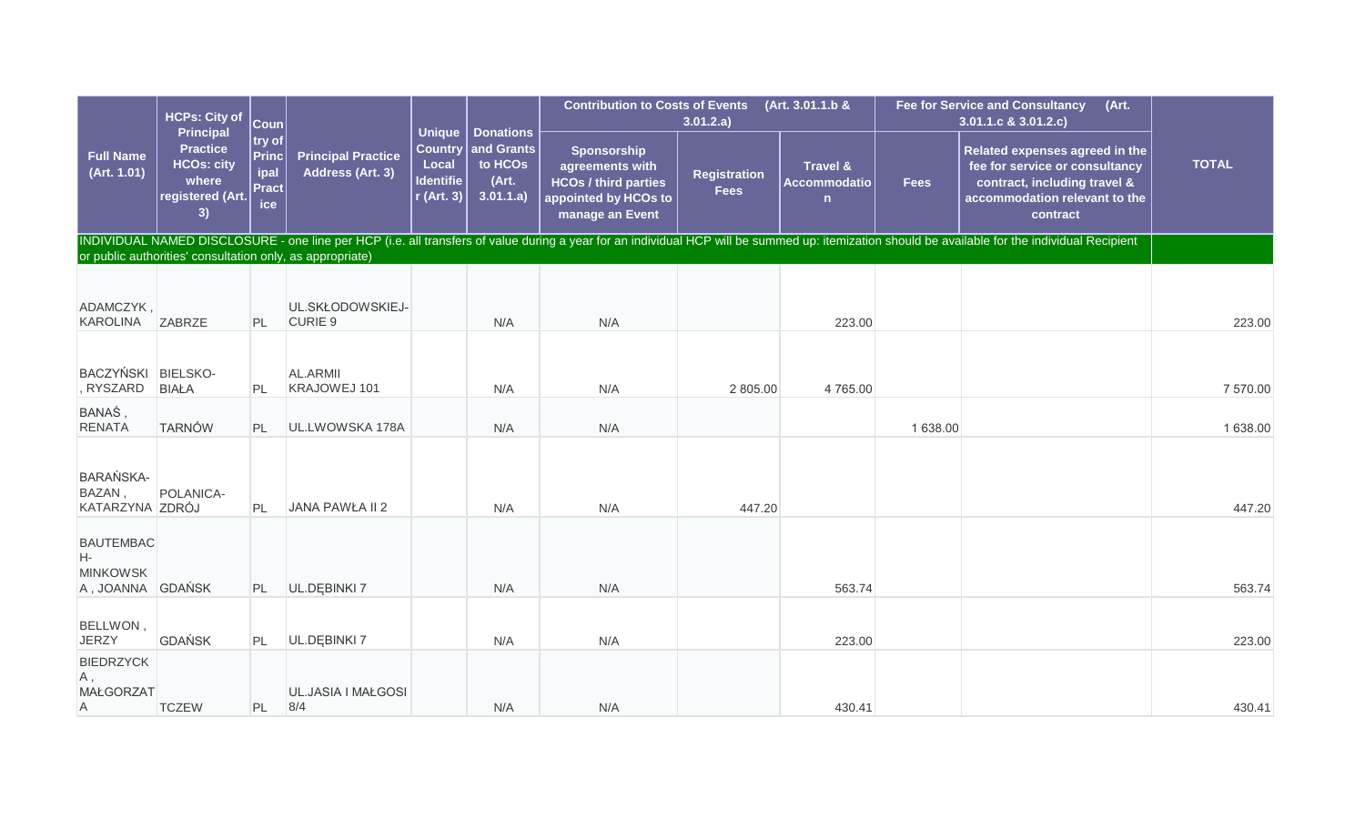| Full Name (Art. 1.01) | HCPs: City of Principal Practice HCOs: city where registered (Art. 3) | Country of Principal Practice | Principal Practice Address (Art. 3) | Unique Country Local Identifier (Art. 3) | Donations and Grants to HCOs (Art. 3.01.1.a) | Contribution to Costs of Events (Art. 3.01.1.b & 3.01.2.a) | | | Fee for Service and Consultancy (Art. 3.01.1.c & 3.01.2.c) | | TOTAL |
|---|---|---|---|---|---|---|---|---|---|---|---|
| | | | | | | Sponsorship agreements with HCOs / third parties appointed by HCOs to manage an Event | Registration Fees | Travel & Accommodation | Fees | Related expenses agreed in the fee for service or consultancy contract, including travel & accommodation relevant to the contract | |
| INDIVIDUAL NAMED DISCLOSURE - one line per HCP (i.e. all transfers of value during a year for an individual HCP will be summed up: itemization should be available for the individual Recipient or public authorities' consultation only, as appropriate) | | | | | | | | | | | |
| ADAMCZYK , KAROLINA | ZABRZE | PL | UL.SKŁODOWSKIEJ-CURIE 9 | | N/A | N/A | | 223.00 | | | 223.00 |
| BACZYŃSKI , RYSZARD | BIELSKO-BIAŁA | PL | AL.ARMII KRAJOWEJ 101 | | N/A | N/A | 2 805.00 | 4 765.00 | | | 7 570.00 |
| BANAŚ , RENATA | TARNÓW | PL | UL.LWOWSKA 178A | | N/A | N/A | | | 1 638.00 | | 1 638.00 |
| BARAŃSKA-BAZAN , KATARZYNA | POLANICA-ZDRÓJ | PL | JANA PAWŁA II 2 | | N/A | N/A | 447.20 | | | | 447.20 |
| BAUTEMBACH-MINKOWSKA , JOANNA | GDAŃSK | PL | UL.DĘBINKI 7 | | N/A | N/A | | 563.74 | | | 563.74 |
| BELLWON , JERZY | GDAŃSK | PL | UL.DĘBINKI 7 | | N/A | N/A | | 223.00 | | | 223.00 |
| BIEDRZYCKA , MAŁGORZATA | TCZEW | PL | UL.JASIA I MAŁGOSI 8/4 | | N/A | N/A | | 430.41 | | | 430.41 |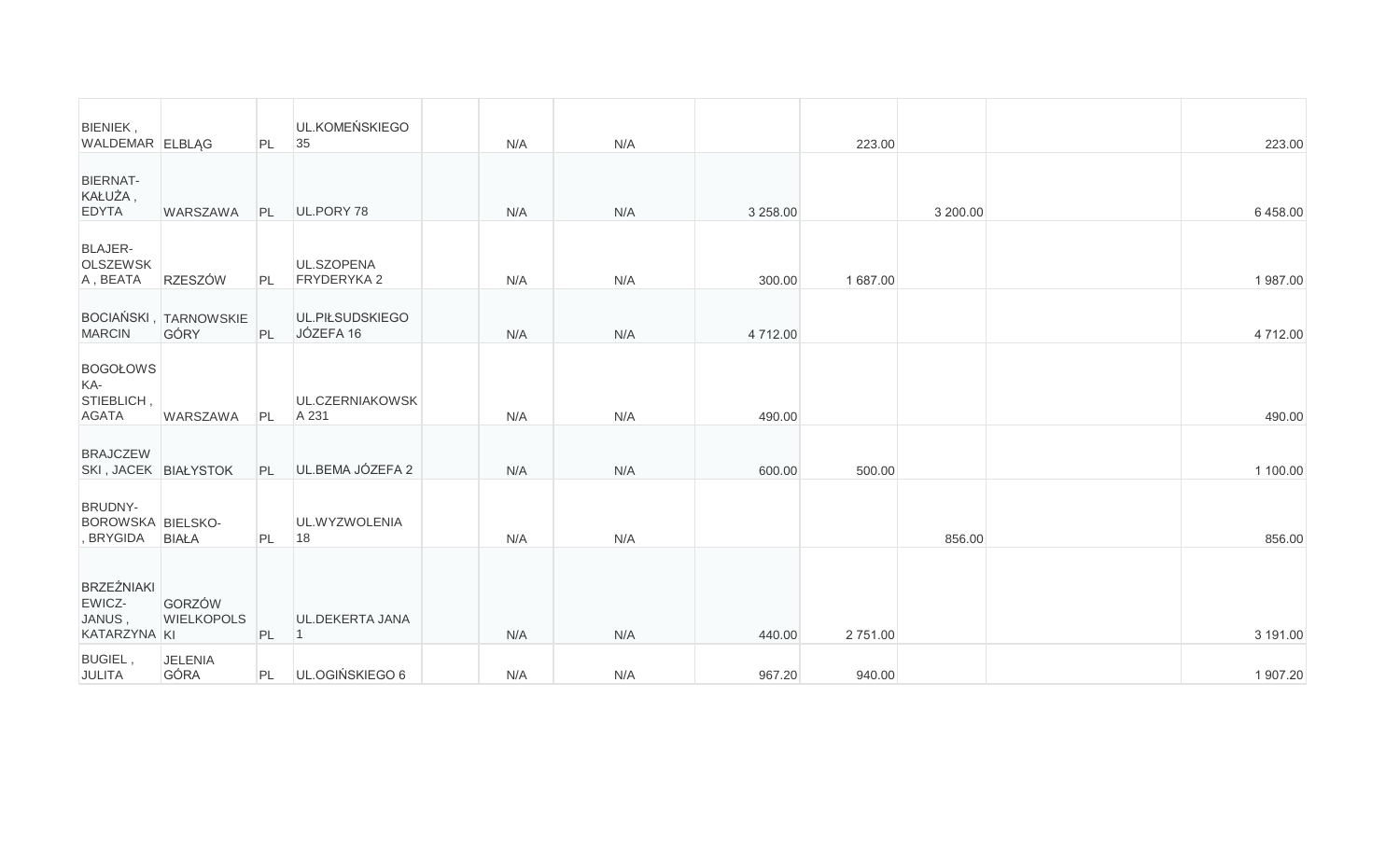| | | | | | | | | | | | |
|---|---|---|---|---|---|---|---|---|---|---|---|
| BIENIEK , WALDEMAR | ELBLĄG | PL | UL.KOMEŃSKIEGO 35 | | N/A | N/A | | 223.00 | | | 223.00 |
| BIERNAT-KAŁUŻA , EDYTA | WARSZAWA | PL | UL.PORY 78 | | N/A | N/A | 3 258.00 | | 3 200.00 | | 6 458.00 |
| BLAJER-OLSZEWSKA , BEATA | RZESZÓW | PL | UL.SZOPENA FRYDERYKA 2 | | N/A | N/A | 300.00 | 1 687.00 | | | 1 987.00 |
| BOCIAŃSKI , MARCIN | TARNOWSKIE GÓRY | PL | UL.PIŁSUDSKIEGO JÓZEFA 16 | | N/A | N/A | 4 712.00 | | | | 4 712.00 |
| BOGOŁOWSKA-STIEBLICH , AGATA | WARSZAWA | PL | UL.CZERNIAKOWSKA 231 | | N/A | N/A | 490.00 | | | | 490.00 |
| BRAJCZEWSKI , JACEK | BIAŁYSTOK | PL | UL.BEMA JÓZEFA 2 | | N/A | N/A | 600.00 | 500.00 | | | 1 100.00 |
| BRUDNY-BOROWSKA , BRYGIDA | BIELSKO-BIAŁA | PL | UL.WYZWOLENIA 18 | | N/A | N/A | | | 856.00 | | 856.00 |
| BRZEŹNIAKIEWICZ-JANUS , KATARZYNA | GORZÓW WIELKOPOLSKI | PL | UL.DEKERTA JANA 1 | | N/A | N/A | 440.00 | 2 751.00 | | | 3 191.00 |
| BUGIEL , JULITA | JELENIA GÓRA | PL | UL.OGIŃSKIEGO 6 | | N/A | N/A | 967.20 | 940.00 | | | 1 907.20 |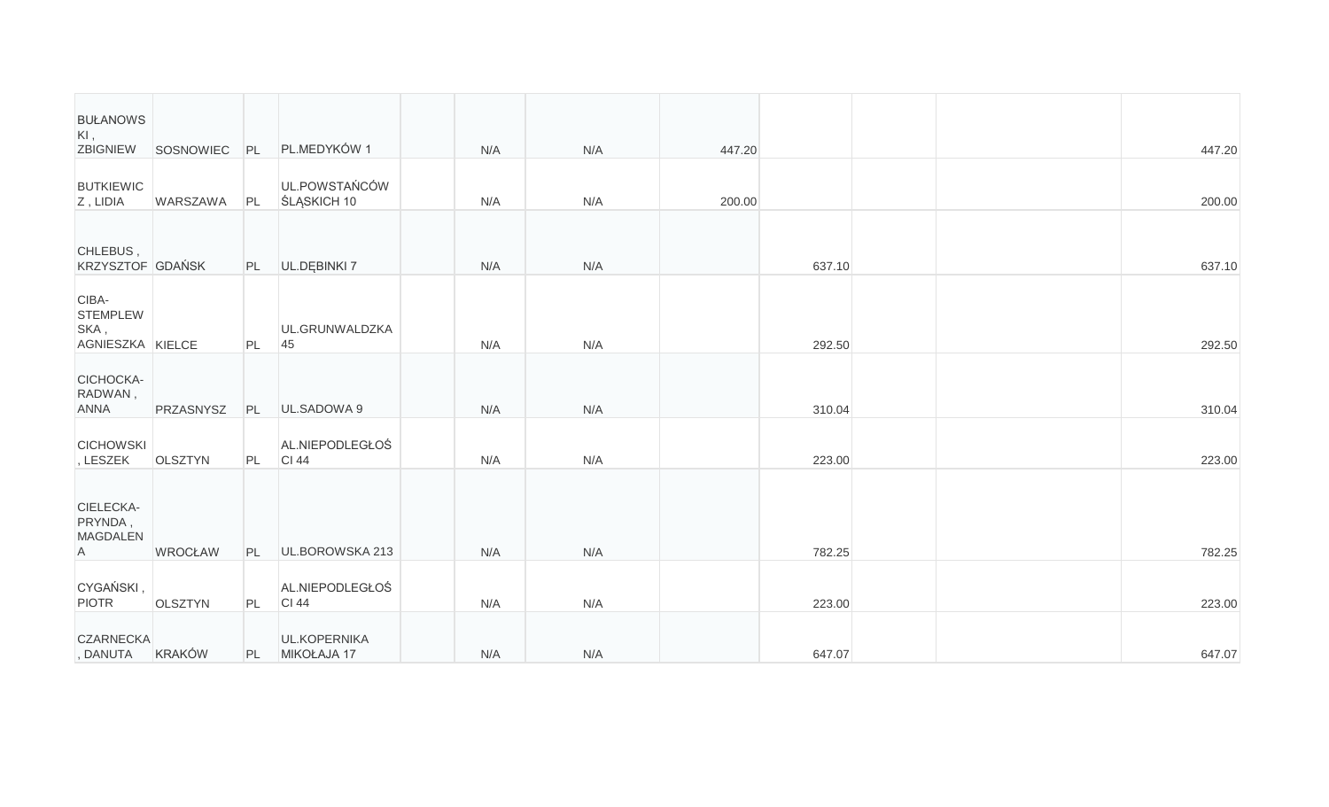| | | | | | | | | | | | |
|---|---|---|---|---|---|---|---|---|---|---|---|
| BUŁANOWSKI , ZBIGNIEW | SOSNOWIEC | PL | PL.MEDYKÓW 1 | | N/A | N/A | 447.20 | | | | 447.20 |
| BUTKIEWICZ , LIDIA | WARSZAWA | PL | UL.POWSTAŃCÓW ŚLĄSKICH 10 | | N/A | N/A | 200.00 | | | | 200.00 |
| CHLEBUS , KRZYSZTOF | GDAŃSK | PL | UL.DĘBINKI 7 | | N/A | N/A | | 637.10 | | | 637.10 |
| CIBA-STEMPLEWSKA , AGNIESZKA | KIELCE | PL | UL.GRUNWALDZKA 45 | | N/A | N/A | | 292.50 | | | 292.50 |
| CICHOCKA-RADWAN , ANNA | PRZASNYSZ | PL | UL.SADOWA 9 | | N/A | N/A | | 310.04 | | | 310.04 |
| CICHOWSKI , LESZEK | OLSZTYN | PL | AL.NIEPODLEGŁOŚCI 44 | | N/A | N/A | | 223.00 | | | 223.00 |
| CIELECKA-PRYNDA , MAGDALENA | WROCŁAW | PL | UL.BOROWSKA 213 | | N/A | N/A | | 782.25 | | | 782.25 |
| CYGAŃSKI , PIOTR | OLSZTYN | PL | AL.NIEPODLEGŁOŚCI 44 | | N/A | N/A | | 223.00 | | | 223.00 |
| CZARNECKA , DANUTA | KRAKÓW | PL | UL.KOPERNIKA MIKOŁAJA 17 | | N/A | N/A | | 647.07 | | | 647.07 |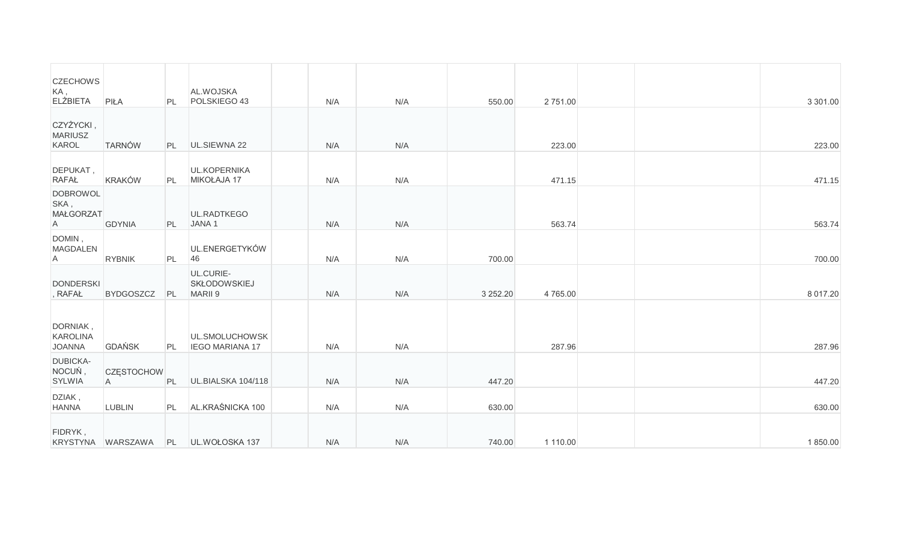| | | | | | | | | | | | |
|---|---|---|---|---|---|---|---|---|---|---|---|
| CZECHOWSKA , ELŻBIETA | PIŁA | PL | AL.WOJSKA POLSKIEGO 43 | | N/A | N/A | 550.00 | 2 751.00 | | | 3 301.00 |
| CZYŻYCKI , MARIUSZ KAROL | TARNÓW | PL | UL.SIEWNA 22 | | N/A | N/A | | 223.00 | | | 223.00 |
| DEPUKAT , RAFAŁ | KRAKÓW | PL | UL.KOPERNIKA MIKOŁAJA 17 | | N/A | N/A | | 471.15 | | | 471.15 |
| DOBROWOLSKA , MAŁGORZATA | GDYNIA | PL | UL.RADTKEGO JANA 1 | | N/A | N/A | | 563.74 | | | 563.74 |
| DOMIN , MAGDALENA | RYBNIK | PL | UL.ENERGETYKÓW 46 | | N/A | N/A | 700.00 | | | | 700.00 |
| DONDERSKI , RAFAŁ | BYDGOSZCZ | PL | UL.CURIE-SKŁODOWSKIEJ MARII 9 | | N/A | N/A | 3 252.20 | 4 765.00 | | | 8 017.20 |
| DORNIAK , KAROLINA JOANNA | GDAŃSK | PL | UL.SMOLUCHOWSKIEGO MARIANA 17 | | N/A | N/A | | 287.96 | | | 287.96 |
| DUBICKA-NOCUŃ , SYLWIA | CZĘSTOCHOWA | PL | UL.BIALSKA 104/118 | | N/A | N/A | 447.20 | | | | 447.20 |
| DZIAK , HANNA | LUBLIN | PL | AL.KRAŚNICKA 100 | | N/A | N/A | 630.00 | | | | 630.00 |
| FIDRYK , KRYSTYNA | WARSZAWA | PL | UL.WOŁOSKA 137 | | N/A | N/A | 740.00 | 1 110.00 | | | 1 850.00 |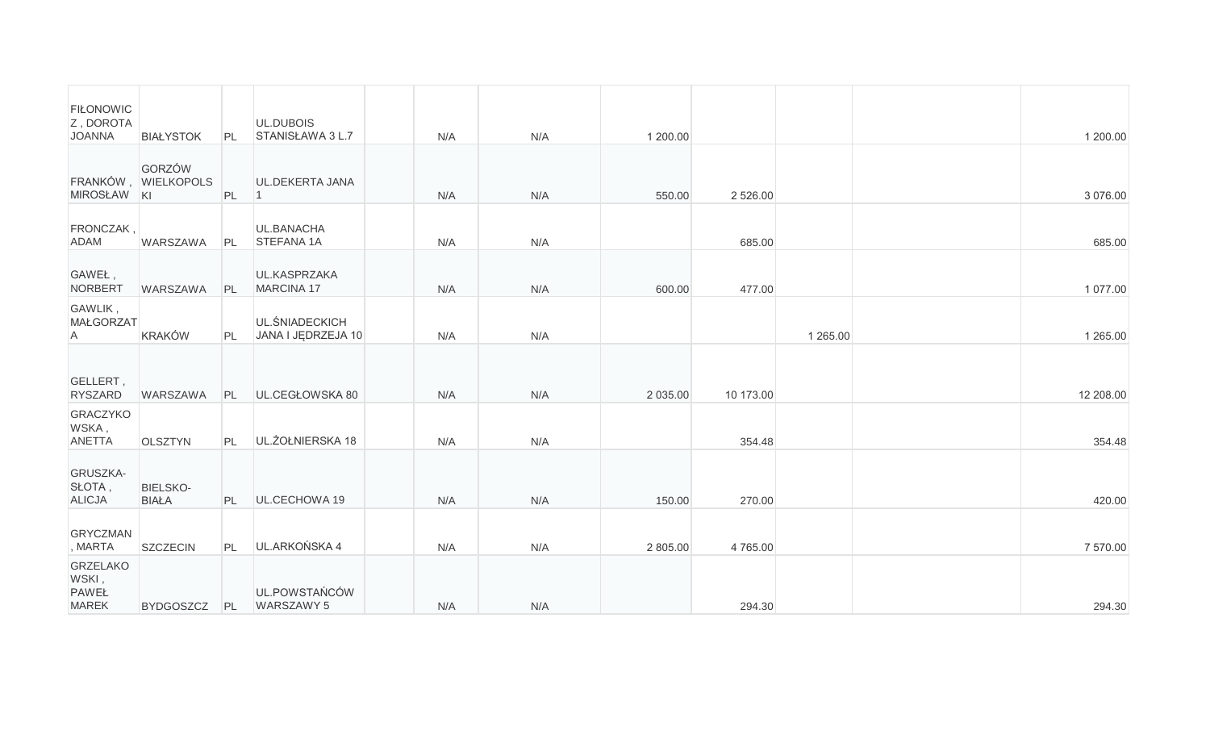| | | | | | | | | | | | |
|---|---|---|---|---|---|---|---|---|---|---|---|
| FIŁONOWICZ , DOROTA JOANNA | BIAŁYSTOK | PL | UL.DUBOIS STANISŁAWA 3 L.7 | | N/A | N/A | 1 200.00 | | | | 1 200.00 |
| FRANKÓW , MIROSŁAW | GORZÓW WIELKOPOLSKI | PL | UL.DEKERTA JANA 1 | | N/A | N/A | 550.00 | 2 526.00 | | | 3 076.00 |
| FRONCZAK , ADAM | WARSZAWA | PL | UL.BANACHA STEFANA 1A | | N/A | N/A | | 685.00 | | | 685.00 |
| GAWEŁ , NORBERT | WARSZAWA | PL | UL.KASPRZAKA MARCINA 17 | | N/A | N/A | 600.00 | 477.00 | | | 1 077.00 |
| GAWLIK , MAŁGORZATA | KRAKÓW | PL | UL.ŚNIADECKICH JANA I JĘDRZEJA 10 | | N/A | N/A | | | 1 265.00 | | 1 265.00 |
| GELLERT , RYSZARD | WARSZAWA | PL | UL.CEGŁOWSKA 80 | | N/A | N/A | 2 035.00 | 10 173.00 | | | 12 208.00 |
| GRACZYKOWSKA , ANETTA | OLSZTYN | PL | UL.ŻOŁNIERSKA 18 | | N/A | N/A | | 354.48 | | | 354.48 |
| GRUSZKA-SŁOTA , ALICJA | BIELSKO-BIAŁA | PL | UL.CECHOWA 19 | | N/A | N/A | 150.00 | 270.00 | | | 420.00 |
| GRYCZMAN , MARTA | SZCZECIN | PL | UL.ARKOŃSKA 4 | | N/A | N/A | 2 805.00 | 4 765.00 | | | 7 570.00 |
| GRZELAKOWSKI , PAWEŁ MAREK | BYDGOSZCZ | PL | UL.POWSTAŃCÓW WARSZAWY 5 | | N/A | N/A | | 294.30 | | | 294.30 |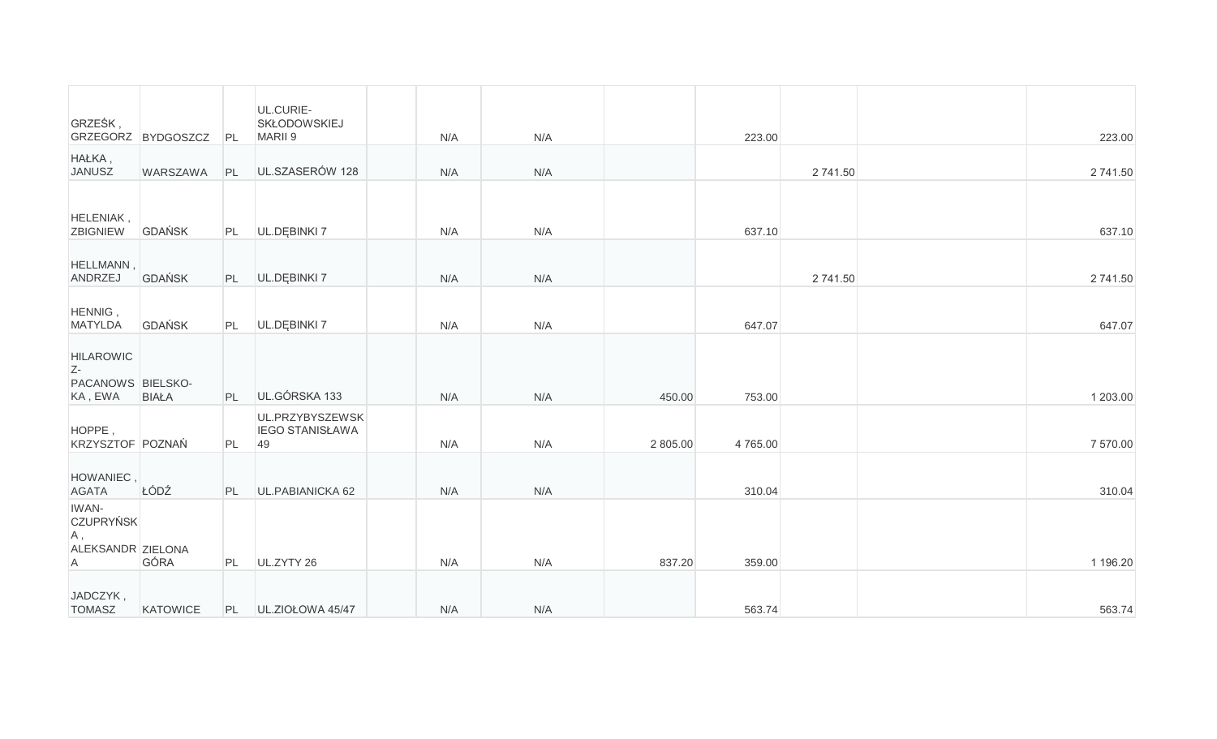| | | | | | | | | | | | |
|---|---|---|---|---|---|---|---|---|---|---|---|
| GRZEŚK , GRZEGORZ | BYDGOSZCZ | PL | UL.CURIE-SKŁODOWSKIEJ MARII 9 | | N/A | N/A | | 223.00 | | | 223.00 |
| HAŁKA , JANUSZ | WARSZAWA | PL | UL.SZASERÓW 128 | | N/A | N/A | | | 2 741.50 | | 2 741.50 |
| HELENIAK , ZBIGNIEW | GDAŃSK | PL | UL.DĘBINKI 7 | | N/A | N/A | | 637.10 | | | 637.10 |
| HELLMANN , ANDRZEJ | GDAŃSK | PL | UL.DĘBINKI 7 | | N/A | N/A | | | 2 741.50 | | 2 741.50 |
| HENNIG , MATYLDA | GDAŃSK | PL | UL.DĘBINKI 7 | | N/A | N/A | | 647.07 | | | 647.07 |
| HILAROWICZ-PACANOWSKA , EWA | BIELSKO-BIAŁA | PL | UL.GÓRSKA 133 | | N/A | N/A | 450.00 | 753.00 | | | 1 203.00 |
| HOPPE , KRZYSZTOF | POZNAŃ | PL | UL.PRZYBYSZEWSKIEGO STANISŁAWA 49 | | N/A | N/A | 2 805.00 | 4 765.00 | | | 7 570.00 |
| HOWANIEC , AGATA | ŁÓDŹ | PL | UL.PABIANICKA 62 | | N/A | N/A | | 310.04 | | | 310.04 |
| IWAN-CZUPRYŃSKA , ALEKSANDRA | ZIELONA GÓRA | PL | UL.ZYTY 26 | | N/A | N/A | 837.20 | 359.00 | | | 1 196.20 |
| JADCZYK , TOMASZ | KATOWICE | PL | UL.ZIOŁOWA 45/47 | | N/A | N/A | | 563.74 | | | 563.74 |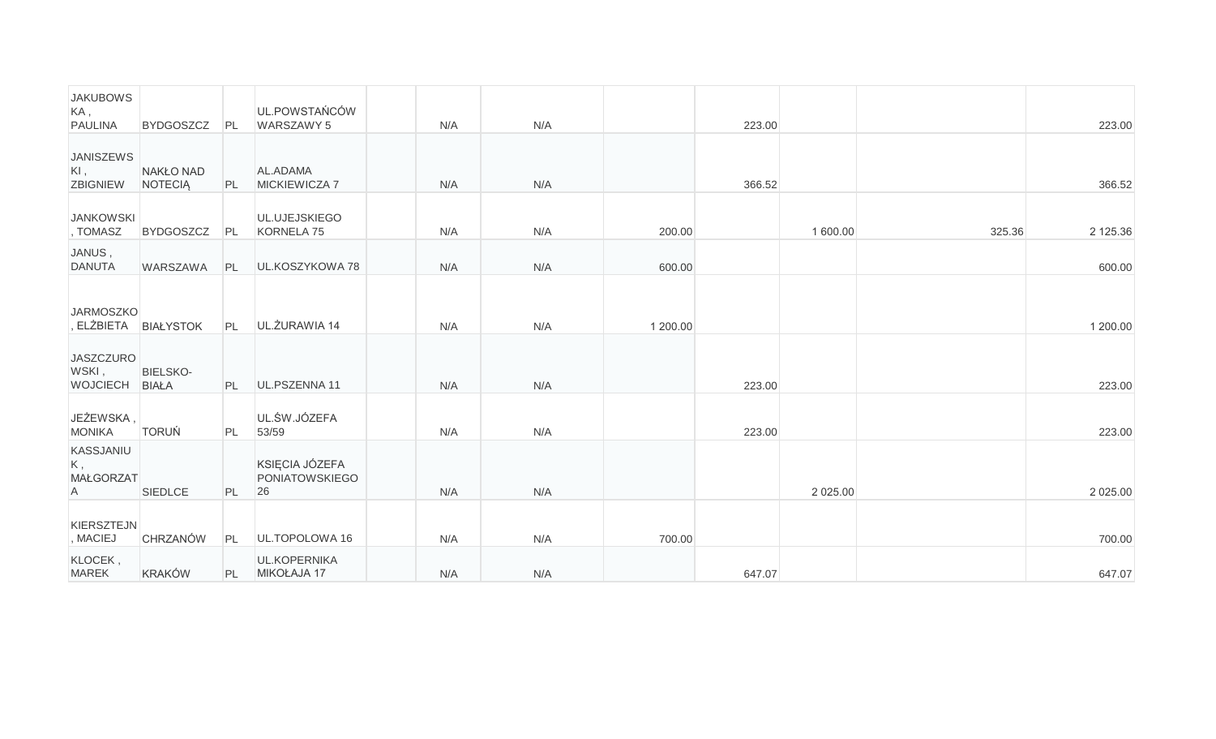| | | | | | | | | | | | |
|---|---|---|---|---|---|---|---|---|---|---|---|
| JAKUBOWSKA , PAULINA | BYDGOSZCZ | PL | UL.POWSTAŃCÓW WARSZAWY 5 | | N/A | N/A | | 223.00 | | | 223.00 |
| JANISZEWSKI , ZBIGNIEW | NAKŁO NAD NOTECIĄ | PL | AL.ADAMA MICKIEWICZA 7 | | N/A | N/A | | 366.52 | | | 366.52 |
| JANKOWSKI , TOMASZ | BYDGOSZCZ | PL | UL.UJEJSKIEGO KORNELA 75 | | N/A | N/A | 200.00 | | 1 600.00 | 325.36 | 2 125.36 |
| JANUS , DANUTA | WARSZAWA | PL | UL.KOSZYKOWA 78 | | N/A | N/A | 600.00 | | | | 600.00 |
| JARMOSZKO , ELŻBIETA | BIAŁYSTOK | PL | UL.ŻURAWIA 14 | | N/A | N/A | 1 200.00 | | | | 1 200.00 |
| JASZCZUROWSKI , WOJCIECH | BIELSKO-BIAŁA | PL | UL.PSZENNA 11 | | N/A | N/A | | 223.00 | | | 223.00 |
| JEŻEWSKA , MONIKA | TORUŃ | PL | UL.ŚW.JÓZEFA 53/59 | | N/A | N/A | | 223.00 | | | 223.00 |
| KASSJANIUK , MAŁGORZATA | SIEDLCE | PL | KSIĘCIA JÓZEFA PONIATOWSKIEGO 26 | | N/A | N/A | | | 2 025.00 | | 2 025.00 |
| KIERSZTEJN , MACIEJ | CHRZANÓW | PL | UL.TOPOLOWA 16 | | N/A | N/A | 700.00 | | | | 700.00 |
| KLOCEK , MAREK | KRAKÓW | PL | UL.KOPERNIKA MIKOŁAJA 17 | | N/A | N/A | | 647.07 | | | 647.07 |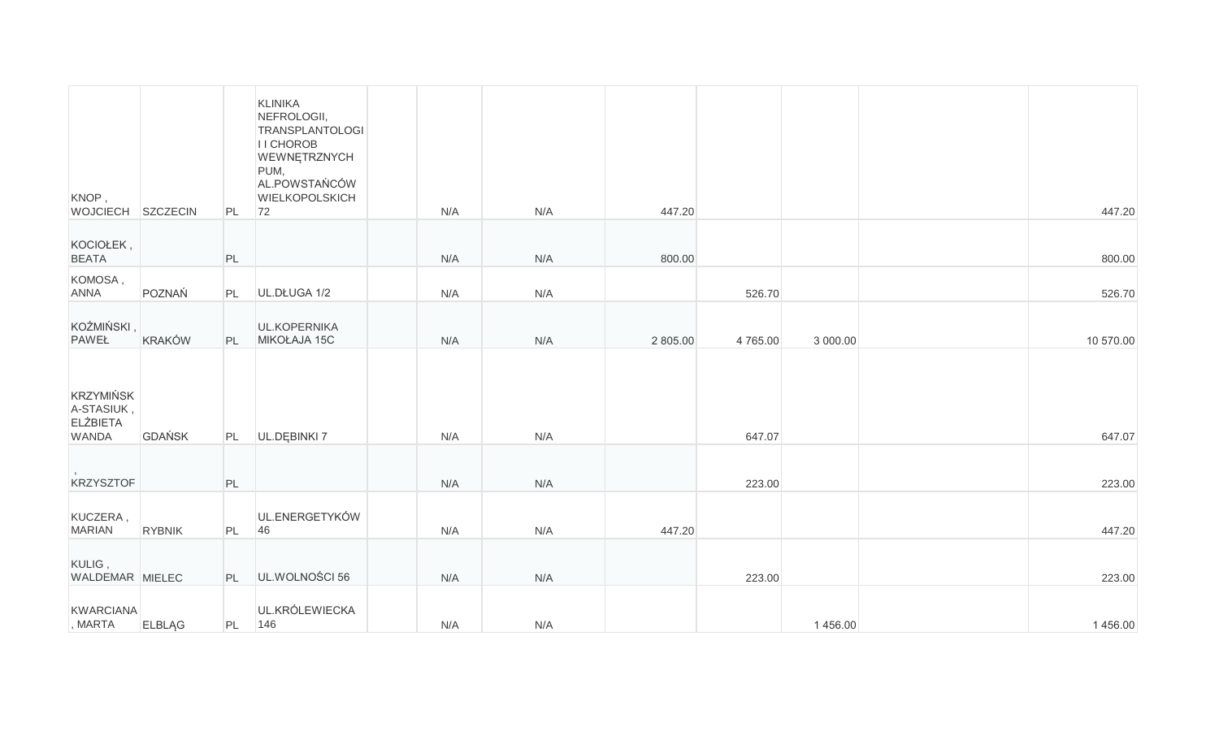| | | | | | | | | | | | |
|---|---|---|---|---|---|---|---|---|---|---|---|
| KNOP , WOJCIECH | SZCZECIN | PL | KLINIKA NEFROLOGII, TRANSPLANTOLOGII I CHOROB WEWNĘTRZNYCH PUM, AL.POWSTAŃCÓW WIELKOPOLSKICH 72 | | N/A | N/A | 447.20 | | | | 447.20 |
| KOCIOŁEK , BEATA | | PL | | | N/A | N/A | 800.00 | | | | 800.00 |
| KOMOSA , ANNA | POZNAŃ | PL | UL.DŁUGA 1/2 | | N/A | N/A | | 526.70 | | | 526.70 |
| KOŹMIŃSKI , PAWEŁ | KRAKÓW | PL | UL.KOPERNIKA MIKOŁAJA 15C | | N/A | N/A | 2 805.00 | 4 765.00 | 3 000.00 | | 10 570.00 |
| KRZYMIŃSKA-STASIUK , ELŻBIETA WANDA | GDAŃSK | PL | UL.DĘBINKI 7 | | N/A | N/A | | 647.07 | | | 647.07 |
| , KRZYSZTOF | | PL | | | N/A | N/A | | 223.00 | | | 223.00 |
| KUCZERA , MARIAN | RYBNIK | PL | UL.ENERGETYKÓW 46 | | N/A | N/A | 447.20 | | | | 447.20 |
| KULIG , WALDEMAR | MIELEC | PL | UL.WOLNOŚCI 56 | | N/A | N/A | | 223.00 | | | 223.00 |
| KWARCIANA , MARTA | ELBLĄG | PL | UL.KRÓLEWIECKA 146 | | N/A | N/A | | | 1 456.00 | | 1 456.00 |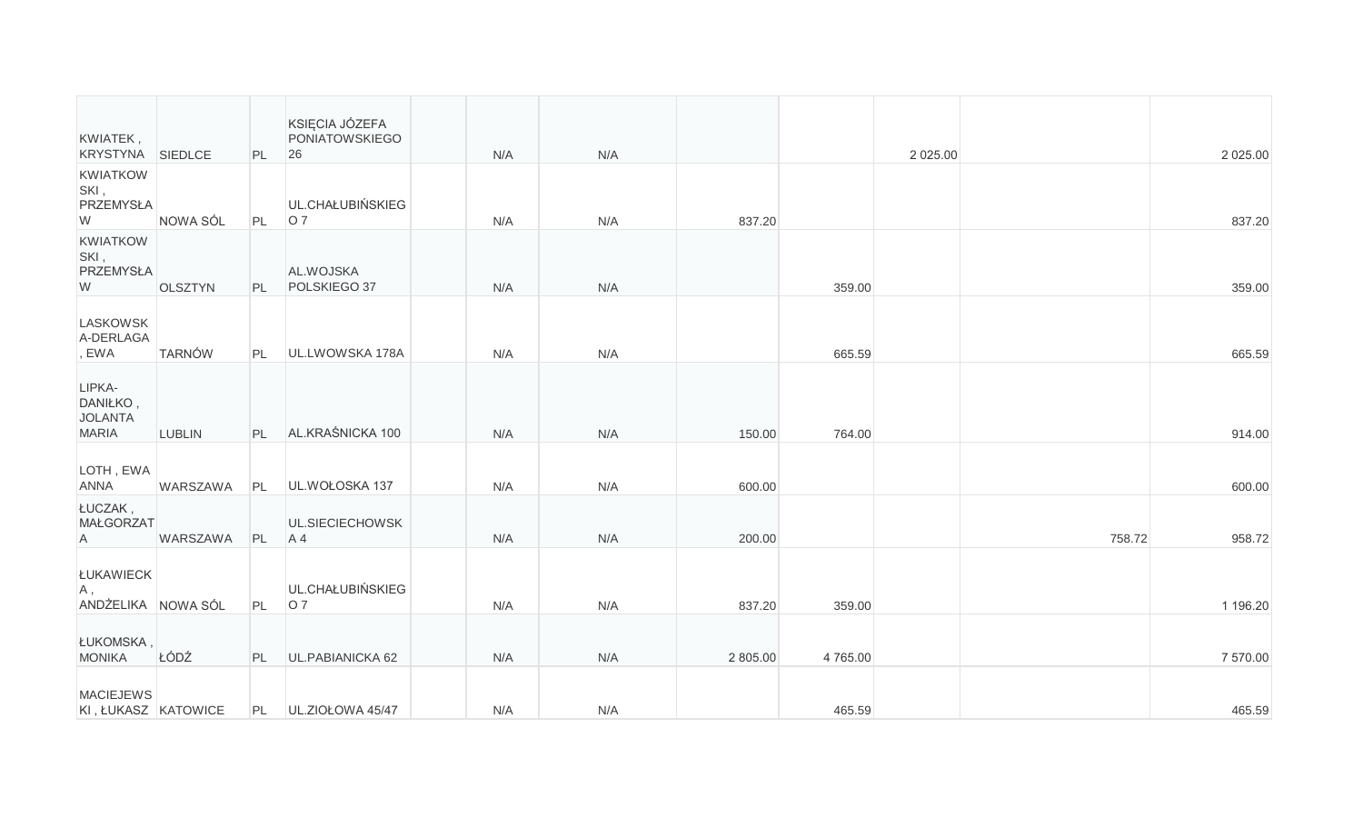| | | | | | | | | | | | |
|---|---|---|---|---|---|---|---|---|---|---|---|
| KWIATEK , KRYSTYNA | SIEDLCE | PL | KSIĘCIA JÓZEFA PONIATOWSKIEGO 26 | | N/A | N/A | | | 2 025.00 | | 2 025.00 |
| KWIATKOWSKI , PRZEMYSŁAW | NOWA SÓL | PL | UL.CHAŁUBIŃSKIEGO 7 | | N/A | N/A | 837.20 | | | | 837.20 |
| KWIATKOWSKI , PRZEMYSŁAW | OLSZTYN | PL | AL.WOJSKA POLSKIEGO 37 | | N/A | N/A | | 359.00 | | | 359.00 |
| LASKOWSKA-DERLAGA , EWA | TARNÓW | PL | UL.LWOWSKA 178A | | N/A | N/A | | 665.59 | | | 665.59 |
| LIPKA-DANIŁKO , JOLANTA MARIA | LUBLIN | PL | AL.KRAŚNICKA 100 | | N/A | N/A | 150.00 | 764.00 | | | 914.00 |
| LOTH , EWA ANNA | WARSZAWA | PL | UL.WOŁOSKA 137 | | N/A | N/A | 600.00 | | | | 600.00 |
| ŁUCZAK , MAŁGORZATA | WARSZAWA | PL | UL.SIECIECHOWSKA 4 | | N/A | N/A | 200.00 | | | 758.72 | 958.72 |
| ŁUKAWIECKA , ANDŻELIKA | NOWA SÓL | PL | UL.CHAŁUBIŃSKIEGO 7 | | N/A | N/A | 837.20 | 359.00 | | | 1 196.20 |
| ŁUKOMSKA , MONIKA | ŁÓDŹ | PL | UL.PABIANICKA 62 | | N/A | N/A | 2 805.00 | 4 765.00 | | | 7 570.00 |
| MACIEJEWSKI , ŁUKASZ | KATOWICE | PL | UL.ZIOŁOWA 45/47 | | N/A | N/A | | 465.59 | | | 465.59 |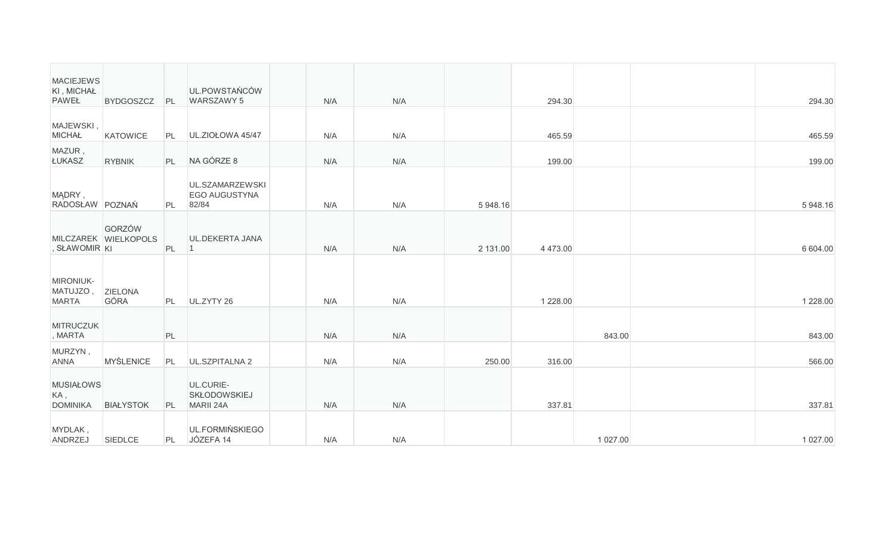| | | | | | | | | | | | |
|---|---|---|---|---|---|---|---|---|---|---|---|
| MACIEJEWSKI , MICHAŁ PAWEŁ | BYDGOSZCZ | PL | UL.POWSTAŃCÓW WARSZAWY 5 | | N/A | N/A | | 294.30 | | | 294.30 |
| MAJEWSKI , MICHAŁ | KATOWICE | PL | UL.ZIOŁOWA 45/47 | | N/A | N/A | | 465.59 | | | 465.59 |
| MAZUR , ŁUKASZ | RYBNIK | PL | NA GÓRZE 8 | | N/A | N/A | | 199.00 | | | 199.00 |
| MĄDRY , RADOSŁAW | POZNAŃ | PL | UL.SZAMARZEWSKIEGO AUGUSTYNA 82/84 | | N/A | N/A | 5 948.16 | | | | 5 948.16 |
| MILCZAREK , SŁAWOMIR | GORZÓW WIELKOPOLSKI | PL | UL.DEKERTA JANA 1 | | N/A | N/A | 2 131.00 | 4 473.00 | | | 6 604.00 |
| MIRONIUK-MATUJZO , MARTA | ZIELONA GÓRA | PL | UL.ZYTY 26 | | N/A | N/A | | 1 228.00 | | | 1 228.00 |
| MITRUCZUK , MARTA | | PL | | | N/A | N/A | | | 843.00 | | 843.00 |
| MURZYN , ANNA | MYŚLENICE | PL | UL.SZPITALNA 2 | | N/A | N/A | 250.00 | 316.00 | | | 566.00 |
| MUSIAŁOWSKA , DOMINIKA | BIAŁYSTOK | PL | UL.CURIE-SKŁODOWSKIEJ MARII 24A | | N/A | N/A | | 337.81 | | | 337.81 |
| MYDLAK , ANDRZEJ | SIEDLCE | PL | UL.FORMIŃSKIEGO JÓZEFA 14 | | N/A | N/A | | | 1 027.00 | | 1 027.00 |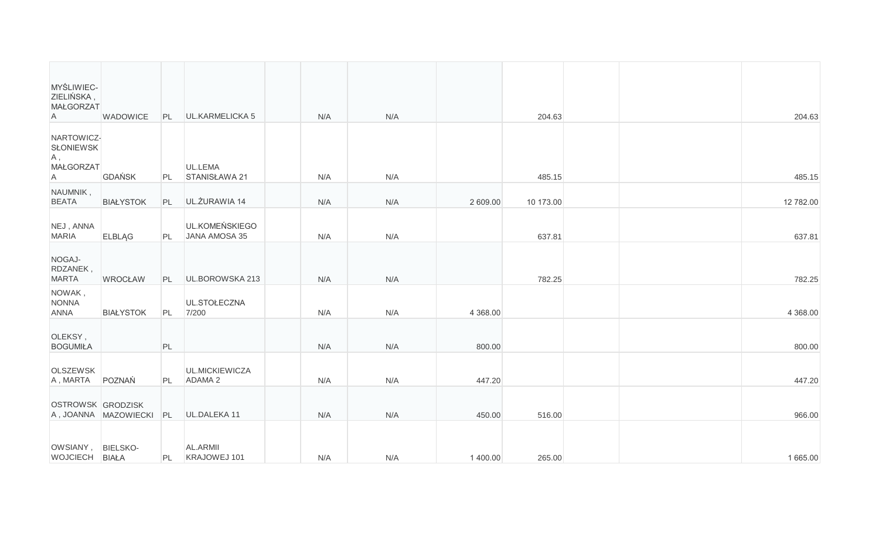| | | | | | | | | | | | |
|---|---|---|---|---|---|---|---|---|---|---|---|
| MYŚLIWIEC-ZIELIŃSKA , MAŁGORZATA | WADOWICE | PL | UL.KARMELICKA 5 | | N/A | N/A | | 204.63 | | | 204.63 |
| NARTOWICZ-SŁONIEWSKA , MAŁGORZATA | GDAŃSK | PL | UL.LEMA STANISŁAWA 21 | | N/A | N/A | | 485.15 | | | 485.15 |
| NAUMNIK , BEATA | BIAŁYSTOK | PL | UL.ŻURAWIA 14 | | N/A | N/A | 2 609.00 | 10 173.00 | | | 12 782.00 |
| NEJ , ANNA MARIA | ELBLĄG | PL | UL.KOMEŃSKIEGO JANA AMOSA 35 | | N/A | N/A | | 637.81 | | | 637.81 |
| NOGAJ-RDZANEK , MARTA | WROCŁAW | PL | UL.BOROWSKA 213 | | N/A | N/A | | 782.25 | | | 782.25 |
| NOWAK , NONNA ANNA | BIAŁYSTOK | PL | UL.STOŁECZNA 7/200 | | N/A | N/A | 4 368.00 | | | | 4 368.00 |
| OLEKSY , BOGUMIŁA | | PL | | | N/A | N/A | 800.00 | | | | 800.00 |
| OLSZEWSKA , MARTA | POZNAŃ | PL | UL.MICKIEWICZA ADAMA 2 | | N/A | N/A | 447.20 | | | | 447.20 |
| OSTROWSKA , JOANNA | GRODZISK MAZOWIECKI | PL | UL.DALEKA 11 | | N/A | N/A | 450.00 | 516.00 | | | 966.00 |
| OWSIANY , WOJCIECH | BIELSKO-BIAŁA | PL | AL.ARMII KRAJOWEJ 101 | | N/A | N/A | 1 400.00 | 265.00 | | | 1 665.00 |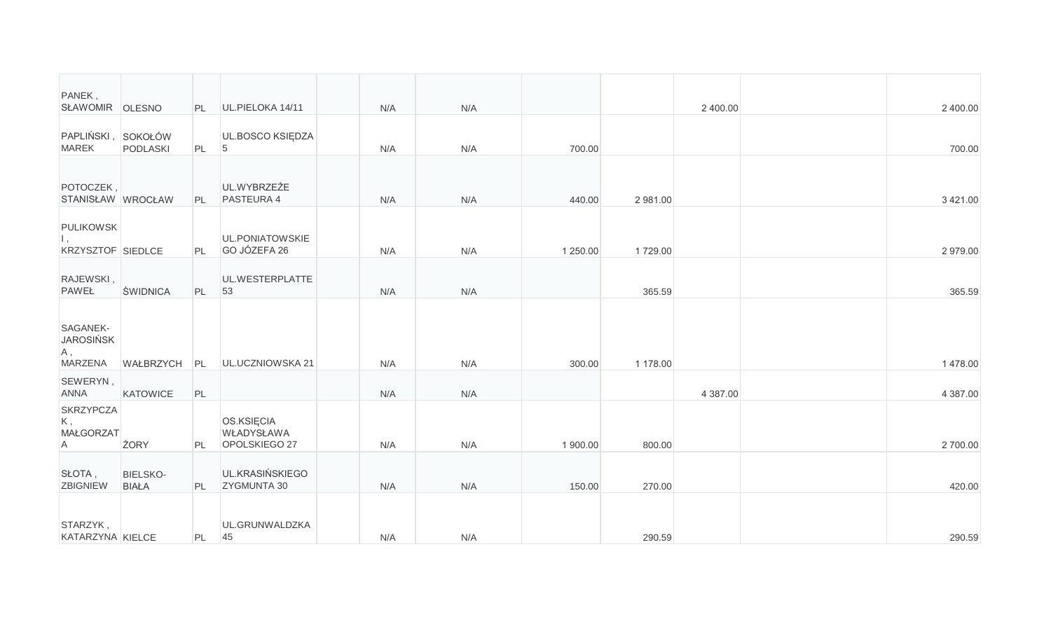| | | | | | | | | | | | |
|---|---|---|---|---|---|---|---|---|---|---|---|
| PANEK , SŁAWOMIR | OLESNO | PL | UL.PIELOKA 14/11 | | N/A | N/A | | | 2 400.00 | | 2 400.00 |
| PAPLIŃSKI , MAREK | SOKOŁÓW PODLASKI | PL | UL.BOSCO KSIĘDZA 5 | | N/A | N/A | 700.00 | | | | 700.00 |
| POTOCZEK , STANISŁAW | WROCŁAW | PL | UL.WYBRZEŻE PASTEURA 4 | | N/A | N/A | 440.00 | 2 981.00 | | | 3 421.00 |
| PULIKOWSKI , KRZYSZTOF | SIEDLCE | PL | UL.PONIATOWSKIEGO JÓZEFA 26 | | N/A | N/A | 1 250.00 | 1 729.00 | | | 2 979.00 |
| RAJEWSKI , PAWEŁ | ŚWIDNICA | PL | UL.WESTERPLATTE 53 | | N/A | N/A | | 365.59 | | | 365.59 |
| SAGANEK-JAROSIŃSKA , MARZENA | WAŁBRZYCH | PL | UL.UCZNIOWSKA 21 | | N/A | N/A | 300.00 | 1 178.00 | | | 1 478.00 |
| SEWERYN , ANNA | KATOWICE | PL | | | N/A | N/A | | | 4 387.00 | | 4 387.00 |
| SKRZYPCZAK , MAŁGORZATA | ŻORY | PL | OS.KSIĘCIA WŁADYSŁAWA OPOLSKIEGO 27 | | N/A | N/A | 1 900.00 | 800.00 | | | 2 700.00 |
| SŁOTA , ZBIGNIEW | BIELSKO-BIAŁA | PL | UL.KRASIŃSKIEGO ZYGMUNTA 30 | | N/A | N/A | 150.00 | 270.00 | | | 420.00 |
| STARZYK , KATARZYNA | KIELCE | PL | UL.GRUNWALDZKA 45 | | N/A | N/A | | 290.59 | | | 290.59 |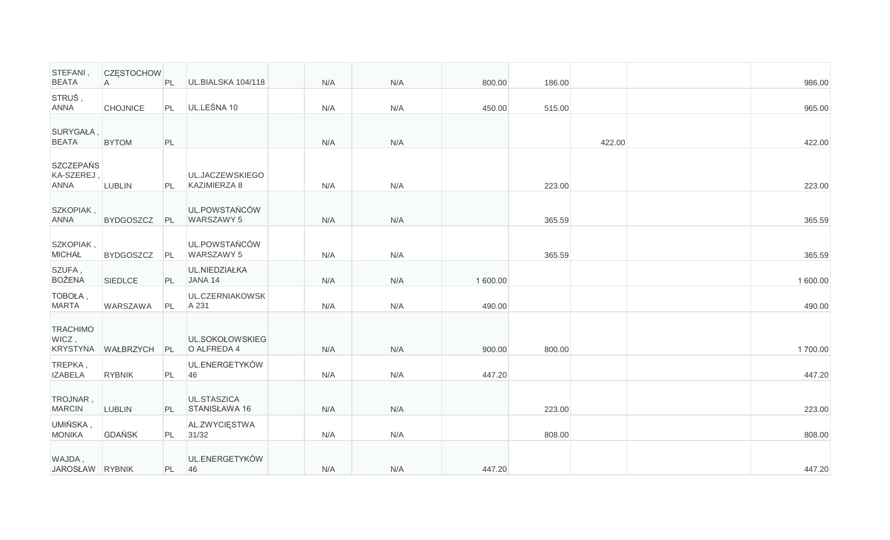| | | | | | | | | | | | |
|---|---|---|---|---|---|---|---|---|---|---|---|
| STEFANI , BEATA | CZĘSTOCHOWA | PL | UL.BIALSKA 104/118 | | N/A | N/A | 800.00 | 186.00 | | | 986.00 |
| STRUŚ , ANNA | CHOJNICE | PL | UL.LEŚNA 10 | | N/A | N/A | 450.00 | 515.00 | | | 965.00 |
| SURYGAŁA , BEATA | BYTOM | PL | | | N/A | N/A | | | 422.00 | | 422.00 |
| SZCZEPAŃSKA-SZEREJ , ANNA | LUBLIN | PL | UL.JACZEWSKIEGO KAZIMIERZA 8 | | N/A | N/A | | 223.00 | | | 223.00 |
| SZKOPIAK , ANNA | BYDGOSZCZ | PL | UL.POWSTAŃCÓW WARSZAWY 5 | | N/A | N/A | | 365.59 | | | 365.59 |
| SZKOPIAK , MICHAŁ | BYDGOSZCZ | PL | UL.POWSTAŃCÓW WARSZAWY 5 | | N/A | N/A | | 365.59 | | | 365.59 |
| SZUFA , BOŻENA | SIEDLCE | PL | UL.NIEDZIAŁKA JANA 14 | | N/A | N/A | 1 600.00 | | | | 1 600.00 |
| TOBOŁA , MARTA | WARSZAWA | PL | UL.CZERNIAKOWSKA 231 | | N/A | N/A | 490.00 | | | | 490.00 |
| TRACHIMOWICZ , KRYSTYNA | WAŁBRZYCH | PL | UL.SOKOŁOWSKIEGO ALFREDA 4 | | N/A | N/A | 900.00 | 800.00 | | | 1 700.00 |
| TREPKA , IZABELA | RYBNIK | PL | UL.ENERGETYKÓW 46 | | N/A | N/A | 447.20 | | | | 447.20 |
| TROJNAR , MARCIN | LUBLIN | PL | UL.STASZICA STANISŁAWA 16 | | N/A | N/A | | 223.00 | | | 223.00 |
| UMIŃSKA , MONIKA | GDAŃSK | PL | AL.ZWYCIĘSTWA 31/32 | | N/A | N/A | | 808.00 | | | 808.00 |
| WAJDA , JAROSŁAW | RYBNIK | PL | UL.ENERGETYKÓW 46 | | N/A | N/A | 447.20 | | | | 447.20 |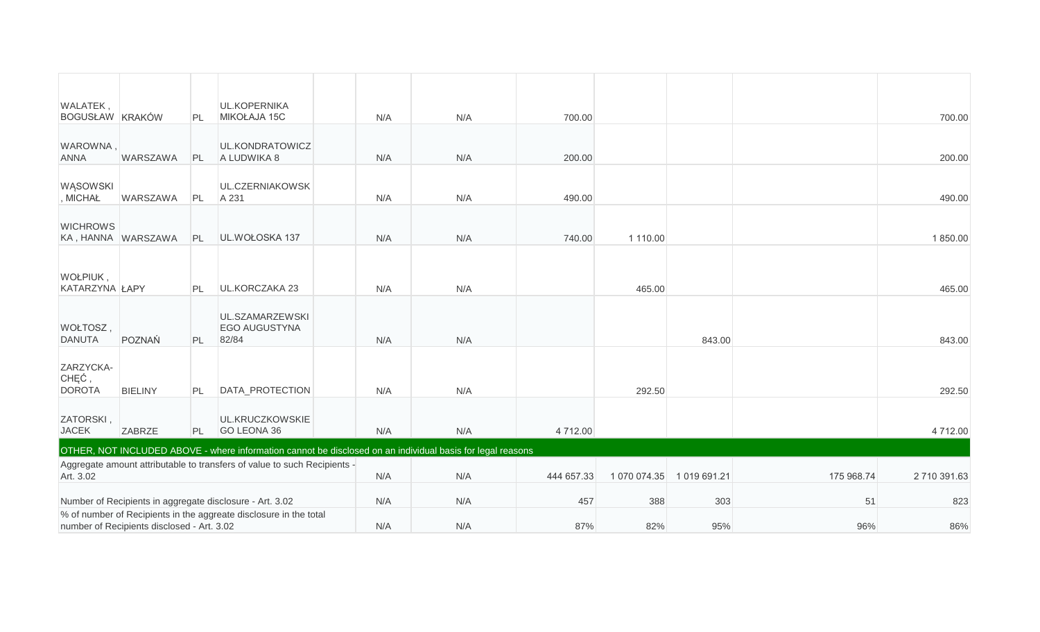| | | | | | | | | | | | |
|---|---|---|---|---|---|---|---|---|---|---|---|
| WALATEK , BOGUSŁAW | KRAKÓW | PL | UL.KOPERNIKA MIKOŁAJA 15C | | N/A | N/A | 700.00 | | | | 700.00 |
| WAROWNA , ANNA | WARSZAWA | PL | UL.KONDRATOWICZA LUDWIKA 8 | | N/A | N/A | 200.00 | | | | 200.00 |
| WĄSOWSKI , MICHAŁ | WARSZAWA | PL | UL.CZERNIAKOWSKA 231 | | N/A | N/A | 490.00 | | | | 490.00 |
| WICHROWSKA , HANNA | WARSZAWA | PL | UL.WOŁOSKA 137 | | N/A | N/A | 740.00 | 1 110.00 | | | 1 850.00 |
| WOŁPIUK , KATARZYNA | ŁAPY | PL | UL.KORCZAKA 23 | | N/A | N/A | | 465.00 | | | 465.00 |
| WOŁTOSZ , DANUTA | POZNAŃ | PL | UL.SZAMARZEWSKIEGO AUGUSTYNA 82/84 | | N/A | N/A | | | 843.00 | | 843.00 |
| ZARZYCKA-CHĘĆ , DOROTA | BIELINY | PL | DATA_PROTECTION | | N/A | N/A | | 292.50 | | | 292.50 |
| ZATORSKI , JACEK | ZABRZE | PL | UL.KRUCZKOWSKIEGO LEONA 36 | | N/A | N/A | 4 712.00 | | | | 4 712.00 |
| OTHER, NOT INCLUDED ABOVE - where information cannot be disclosed on an individual basis for legal reasons | | | | | | | | | | | |
| Aggregate amount attributable to transfers of value to such Recipients - Art. 3.02 | | | | | N/A | N/A | 444 657.33 | 1 070 074.35 | 1 019 691.21 | 175 968.74 | 2 710 391.63 |
| Number of Recipients in aggregate disclosure - Art. 3.02 | | | | | N/A | N/A | 457 | 388 | 303 | 51 | 823 |
| % of number of Recipients in the aggreate disclosure in the total number of Recipients disclosed - Art. 3.02 | | | | | N/A | N/A | 87% | 82% | 95% | 96% | 86% |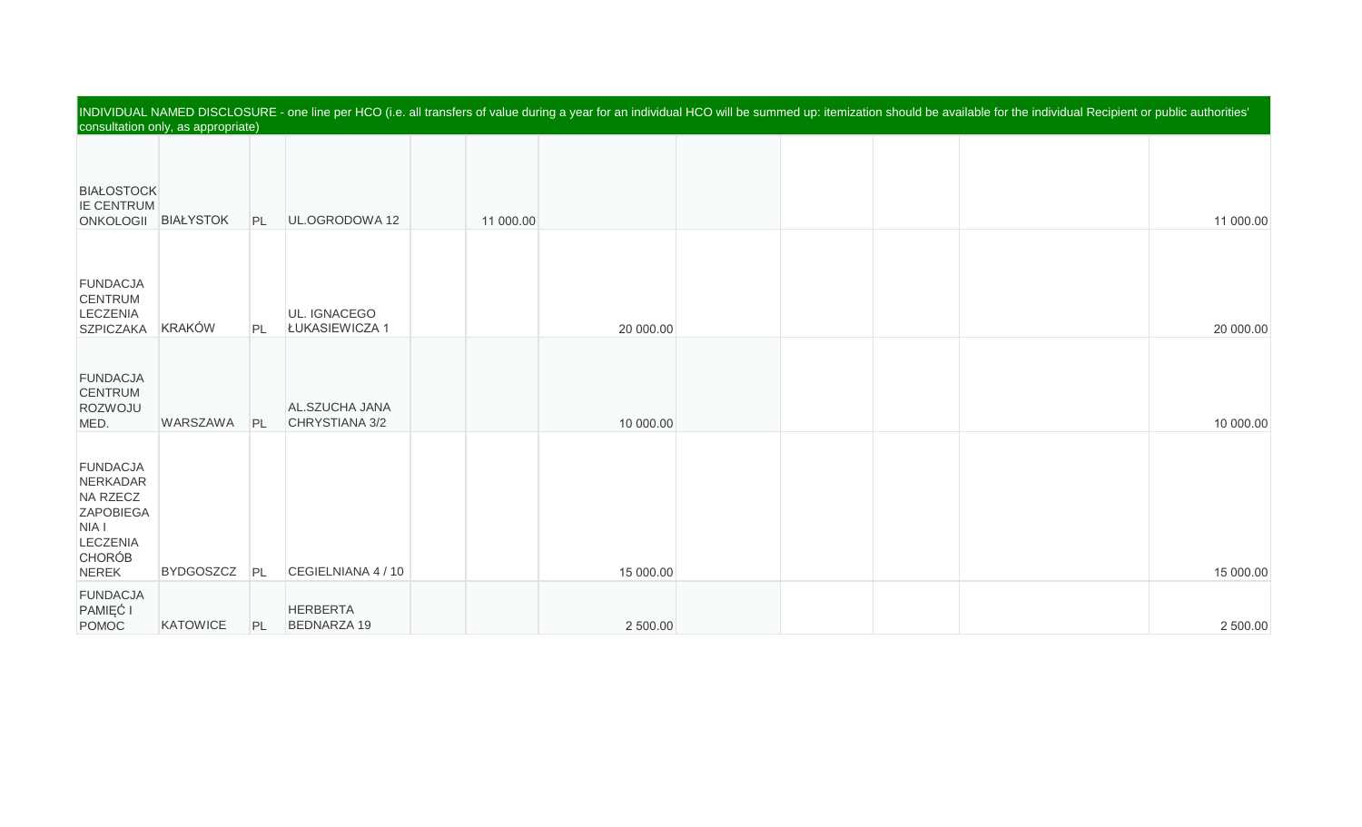| INDIVIDUAL NAMED DISCLOSURE - one line per HCO (i.e. all transfers of value during a year for an individual HCO will be summed up: itemization should be available for the individual Recipient or public authorities' consultation only, as appropriate) | | | | | | | | | | | |
|---|---|---|---|---|---|---|---|---|---|---|---|
| BIAŁOSTOCKIE CENTRUM ONKOLOGII | BIAŁYSTOK | PL | UL.OGRODOWA 12 | | 11 000.00 | | | | | | 11 000.00 |
| FUNDACJA CENTRUM LECZENIA SZPICZAKA | KRAKÓW | PL | UL. IGNACEGO ŁUKASIEWICZA 1 | | | 20 000.00 | | | | | 20 000.00 |
| FUNDACJA CENTRUM ROZWOJU MED. | WARSZAWA | PL | AL.SZUCHA JANA CHRYSTIANA 3/2 | | | 10 000.00 | | | | | 10 000.00 |
| FUNDACJA NERKADAR NA RZECZ ZAPOBIEGANIA I LECZENIA CHORÓB NEREK | BYDGOSZCZ | PL | CEGIELNIANA 4 / 10 | | | 15 000.00 | | | | | 15 000.00 |
| FUNDACJA PAMIĘĆ I POMOC | KATOWICE | PL | HERBERTA BEDNARZA 19 | | | 2 500.00 | | | | | 2 500.00 |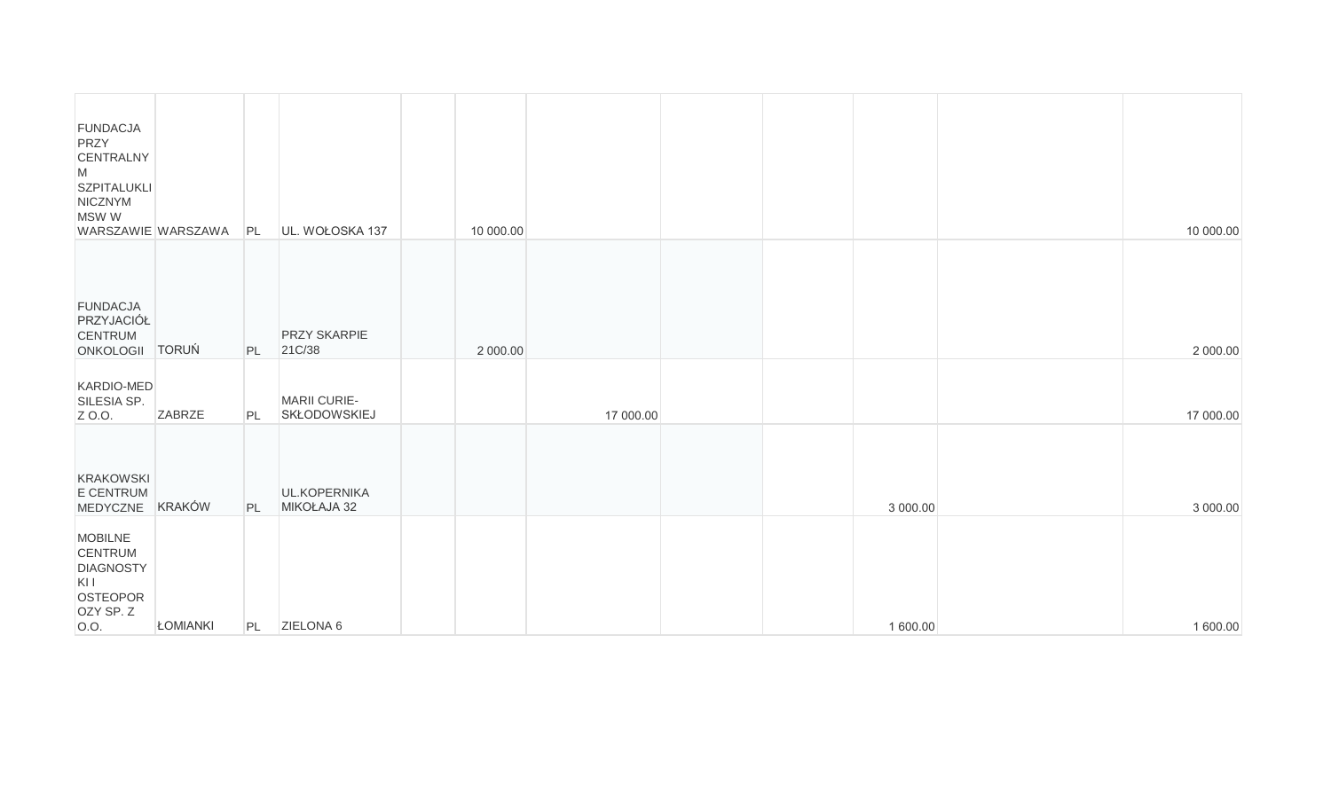| | | | | | | | | | | | |
|---|---|---|---|---|---|---|---|---|---|---|---|
| FUNDACJA PRZY CENTRALNYM SZPITALUKLINICZNYM MSW W WARSZAWIE | WARSZAWA | PL | UL. WOŁOSKA 137 | | 10 000.00 | | | | | | 10 000.00 |
| FUNDACJA PRZYJACIÓŁ CENTRUM ONKOLOGII | TORUŃ | PL | PRZY SKARPIE 21C/38 | | 2 000.00 | | | | | | 2 000.00 |
| KARDIO-MED SILESIA SP. Z O.O. | ZABRZE | PL | MARII CURIE-SKŁODOWSKIEJ | | | 17 000.00 | | | | | 17 000.00 |
| KRAKOWSKIE CENTRUM MEDYCZNE | KRAKÓW | PL | UL.KOPERNIKA MIKOŁAJA 32 | | | | | | 3 000.00 | | 3 000.00 |
| MOBILNE CENTRUM DIAGNOSTYKI I OSTEOPOROZY SP. Z O.O. | ŁOMIANKI | PL | ZIELONA 6 | | | | | | 1 600.00 | | 1 600.00 |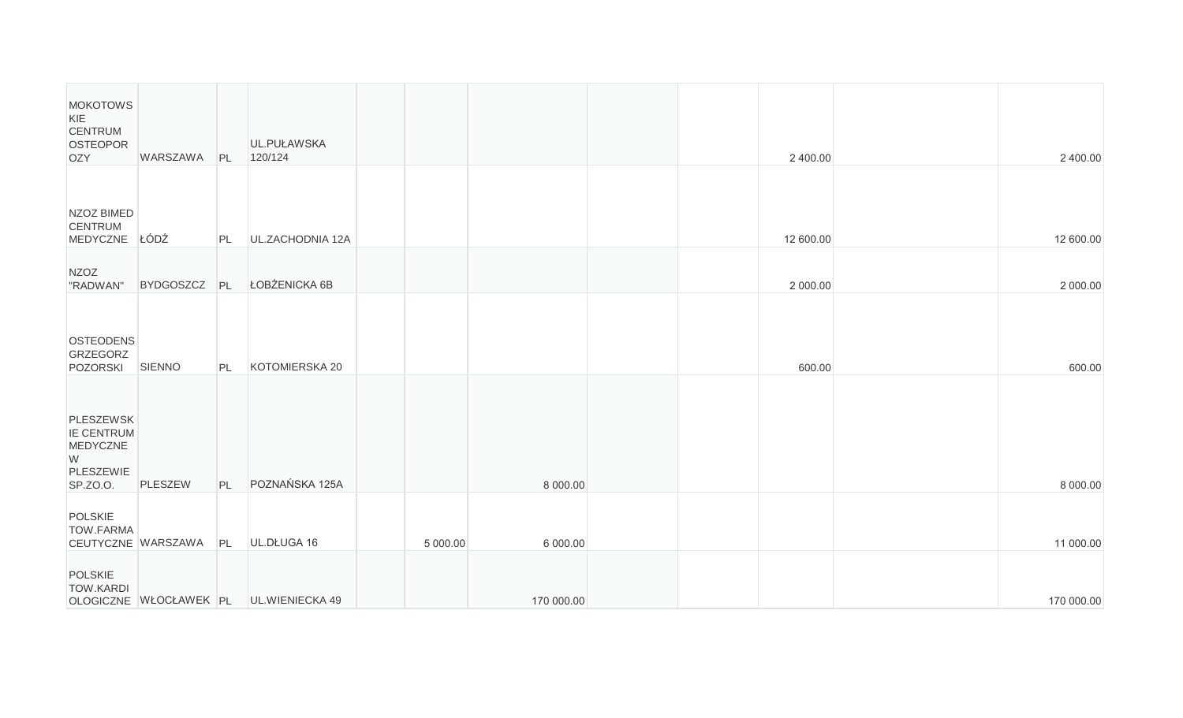| | | | | | | | | | | | |
|---|---|---|---|---|---|---|---|---|---|---|---|
| MOKOTOWSKIE CENTRUM OSTEOPOROZY | WARSZAWA | PL | UL.PUŁAWSKA 120/124 | | | | | | 2 400.00 | | 2 400.00 |
| NZOZ BIMED CENTRUM MEDYCZNE | ŁÓDŹ | PL | UL.ZACHODNIA 12A | | | | | | 12 600.00 | | 12 600.00 |
| NZOZ "RADWAN" | BYDGOSZCZ | PL | ŁOBŻENICKA 6B | | | | | | 2 000.00 | | 2 000.00 |
| OSTEODENS GRZEGORZ POZORSKI | SIENNO | PL | KOTOMIERSKA 20 | | | | | | 600.00 | | 600.00 |
| PLESZEWSKIE CENTRUM MEDYCZNE W PLESZEWIE SP.ZO.O. | PLESZEW | PL | POZNAŃSKA 125A | | | 8 000.00 | | | | | 8 000.00 |
| POLSKIE TOW.FARMACEUTYCZNE | WARSZAWA | PL | UL.DŁUGA 16 | | 5 000.00 | 6 000.00 | | | | | 11 000.00 |
| POLSKIE TOW.KARDIOLOGICZNE | WŁOCŁAWEK | PL | UL.WIENIECKA 49 | | | 170 000.00 | | | | | 170 000.00 |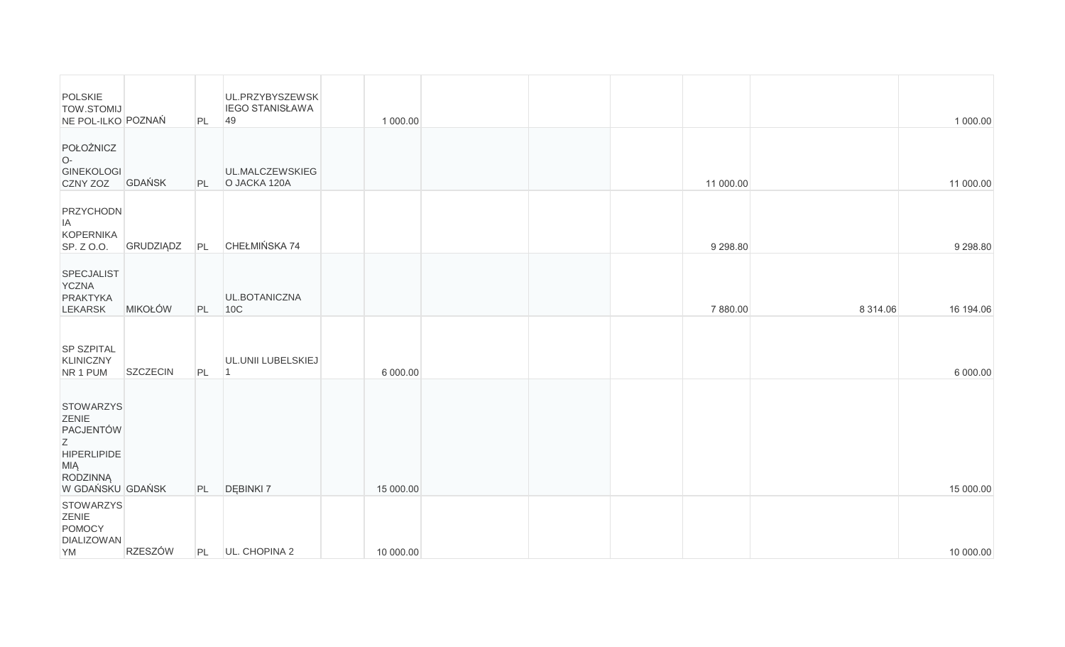| | | | | | | | | | | | |
|---|---|---|---|---|---|---|---|---|---|---|---|
| POLSKIE TOW.STOMIJNE POL-ILKO | POZNAŃ | PL | UL.PRZYBYSZEWSKIEGO STANISŁAWA 49 | | 1 000.00 | | | | | | 1 000.00 |
| POŁOŻNICZO-GINEKOLOGICZNY ZOZ | GDAŃSK | PL | UL.MALCZEWSKIEGO JACKA 120A | | | | | | 11 000.00 | | 11 000.00 |
| PRZYCHODNIA KOPERNIKA SP. Z O.O. | GRUDZIĄDZ | PL | CHEŁMIŃSKA 74 | | | | | | 9 298.80 | | 9 298.80 |
| SPECJALISTYCZNA PRAKTYKA LEKARSK | MIKOŁÓW | PL | UL.BOTANICZNA 10C | | | | | | 7 880.00 | 8 314.06 | 16 194.06 |
| SP SZPITAL KLINICZNY NR 1 PUM | SZCZECIN | PL | UL.UNII LUBELSKIEJ 1 | | 6 000.00 | | | | | | 6 000.00 |
| STOWARZYSZENIE PACJENTÓW Z HIPERLIPIDEMIĄ RODZINNĄ W GDAŃSKU | GDAŃSK | PL | DĘBINKI 7 | | 15 000.00 | | | | | | 15 000.00 |
| STOWARZYSZENIE POMOCY DIALIZOWANYM | RZESZÓW | PL | UL. CHOPINA 2 | | 10 000.00 | | | | | | 10 000.00 |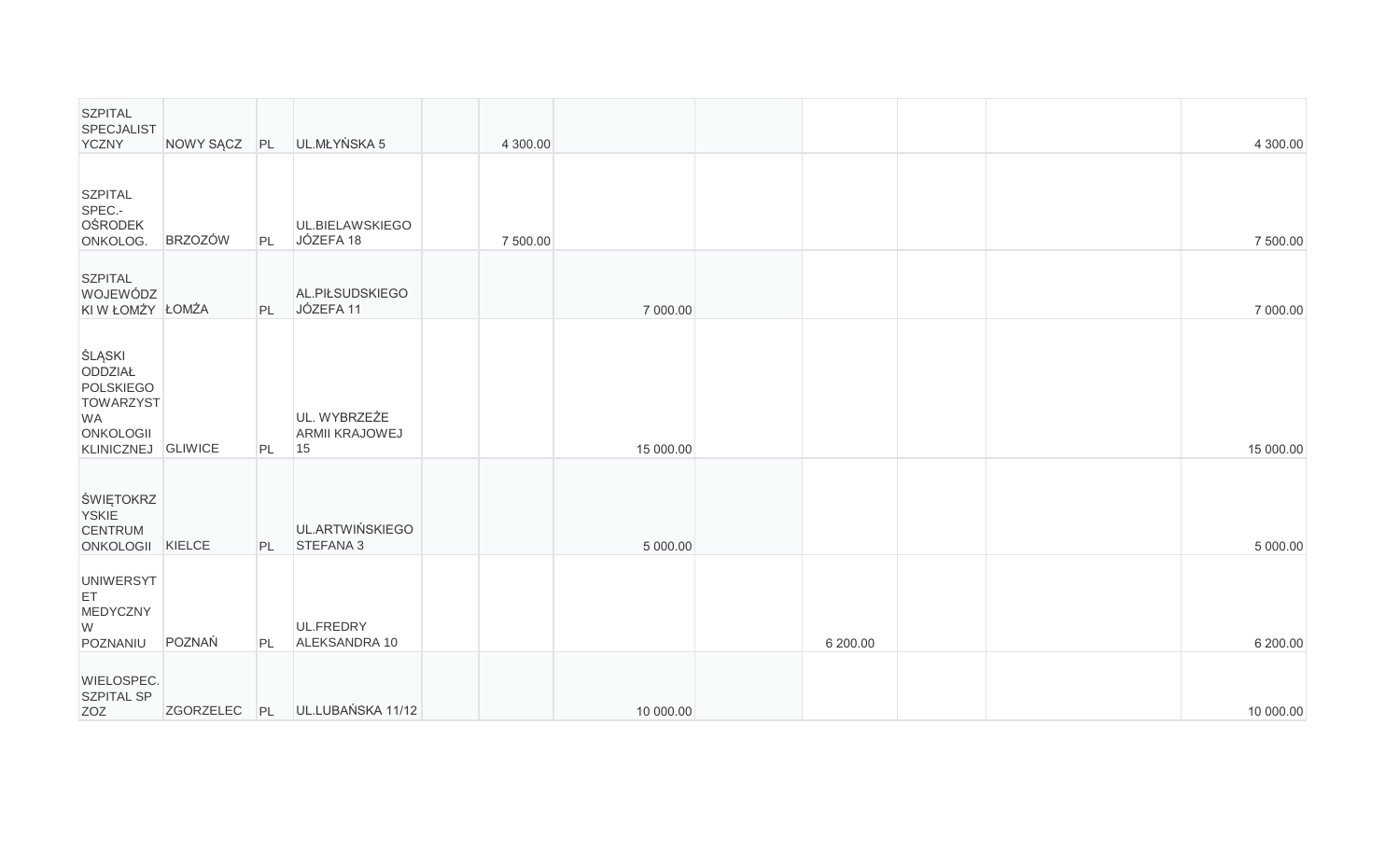| | | | | | | | | | | | |
|---|---|---|---|---|---|---|---|---|---|---|---|
| SZPITAL SPECJALISTYCZNY | NOWY SĄCZ | PL | UL.MŁYŃSKA 5 | | 4 300.00 | | | | | | 4 300.00 |
| SZPITAL SPEC.-OŚRODEK ONKOLOG. | BRZOZÓW | PL | UL.BIELAWSKIEGO JÓZEFA 18 | | 7 500.00 | | | | | | 7 500.00 |
| SZPITAL WOJEWÓDZKI W ŁOMŻY | ŁOMŻA | PL | AL.PIŁSUDSKIEGO JÓZEFA 11 | | | 7 000.00 | | | | | 7 000.00 |
| ŚLĄSKI ODDZIAŁ POLSKIEGO TOWARZYSTWA ONKOLOGII KLINICZNEJ | GLIWICE | PL | UL. WYBRZEŻE ARMII KRAJOWEJ 15 | | | 15 000.00 | | | | | 15 000.00 |
| ŚWIĘTOKRZYSKIE CENTRUM ONKOLOGII | KIELCE | PL | UL.ARTWIŃSKIEGO STEFANA 3 | | | 5 000.00 | | | | | 5 000.00 |
| UNIWERSYTET MEDYCZNY W POZNANIU | POZNAŃ | PL | UL.FREDRY ALEKSANDRA 10 | | | | | 6 200.00 | | | 6 200.00 |
| WIELOSPEC. SZPITAL SP ZOZ | ZGORZELEC | PL | UL.LUBAŃSKA 11/12 | | | 10 000.00 | | | | | 10 000.00 |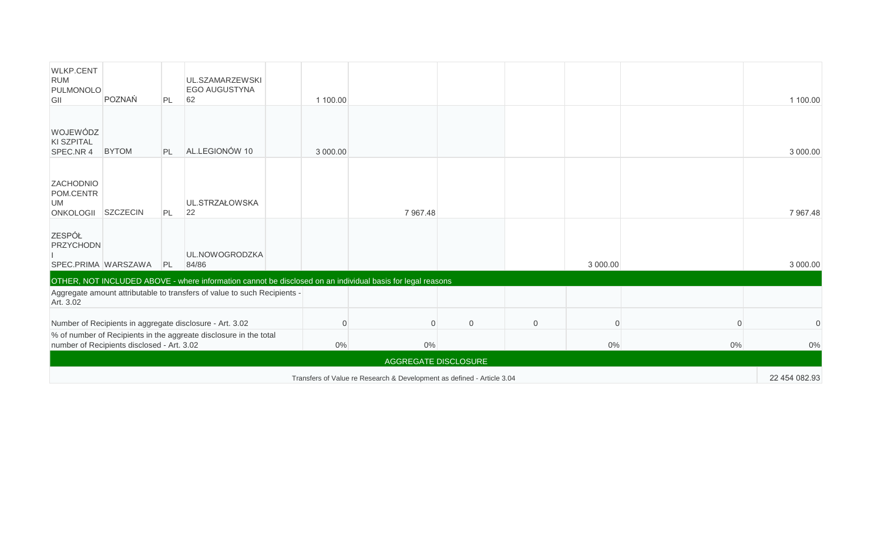| | | | | | | | | | | | |
|---|---|---|---|---|---|---|---|---|---|---|---|
| WLKP.CENTRUM PULMONOLOGII | POZNAŃ | PL | UL.SZAMARZEWSKIEGO AUGUSTYNA 62 | | 1 100.00 | | | | | | 1 100.00 |
| WOJEWÓDZKI SZPITAL SPEC.NR 4 | BYTOM | PL | AL.LEGIONÓW 10 | | 3 000.00 | | | | | | 3 000.00 |
| ZACHODNIOPOM.CENTRUM ONKOLOGII | SZCZECIN | PL | UL.STRZAŁOWSKA 22 | | | 7 967.48 | | | | | 7 967.48 |
| ZESPÓŁ PRZYCHODNI SPEC.PRIMA | WARSZAWA | PL | UL.NOWOGRODZKA 84/86 | | | | | | 3 000.00 | | 3 000.00 |
| OTHER, NOT INCLUDED ABOVE - where information cannot be disclosed on an individual basis for legal reasons | | | | | | | | | | | |
| Aggregate amount attributable to transfers of value to such Recipients - Art. 3.02 | | | | | | | | | | | |
| Number of Recipients in aggregate disclosure - Art. 3.02 | | | | | 0 | 0 | 0 | 0 | 0 | 0 | 0 |
| % of number of Recipients in the aggregate disclosure in the total number of Recipients disclosed - Art. 3.02 | | | | | 0% | 0% | | | 0% | 0% | 0% |
| AGGREGATE DISCLOSURE | | | | | | | | | | | |
| Transfers of Value re Research & Development as defined - Article 3.04 | | | | | | | | | | | 22 454 082.93 |